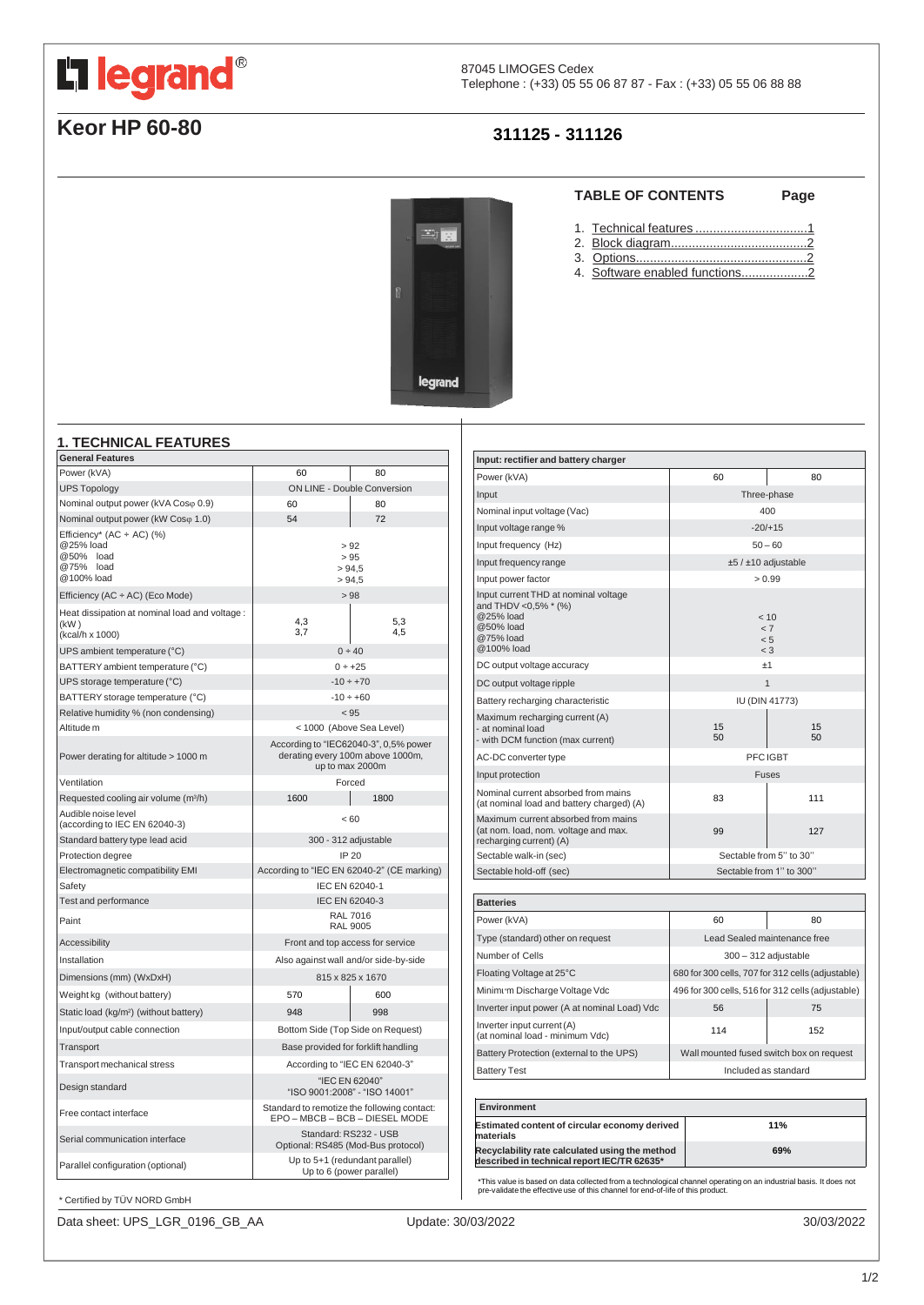# legrand®

87045 LIMOGES Cedex
Telephone : (+33) 05 55 06 87 87 - Fax : (+33) 05 55 06 88 88

## Keor HP 60-80

## 311125 - 311126

### TABLE OF CONTENTS

| | Page |
|---|---|
| 1. Technical features | 1 |
| 2. Block diagram | 2 |
| 3. Options | 2 |
| 4. Software enabled functions | 2 |

## 1. TECHNICAL FEATURES

| General Features | | |
|---|---|---|
| Power (kVA) | 60 | 80 |
| UPS Topology | ON LINE - Double Conversion | |
| Nominal output power (kVA Cosφ 0.9) | 60 | 80 |
| Nominal output power (kW Cosφ 1.0) | 54 | 72 |
| Efficiency* (AC ÷ AC) (%)<br>@25% load<br>@50% load<br>@75% load<br>@100% load | > 92<br>> 95<br>> 94,5<br>> 94,5 | |
| Efficiency (AC ÷ AC) (Eco Mode) | > 98 | |
| Heat dissipation at nominal load and voltage :<br>(kW)<br>(kcal/h x 1000) | 4,3<br>3,7 | 5,3<br>4,5 |
| UPS ambient temperature (°C) | 0 ÷ 40 | |
| BATTERY ambient temperature (°C) | 0 ÷ +25 | |
| UPS storage temperature (°C) | -10 ÷ +70 | |
| BATTERY storage temperature (°C) | -10 ÷ +60 | |
| Relative humidity % (non condensing) | < 95 | |
| Altitude m | < 1000 (Above Sea Level) | |
| Power derating for altitude > 1000 m | According to "IEC62040-3", 0,5% power derating every 100m above 1000m, up to max 2000m | |
| Ventilation | Forced | |
| Requested cooling air volume (m³/h) | 1600 | 1800 |
| Audible noise level (according to IEC EN 62040-3) | < 60 | |
| Standard battery type lead acid | 300 - 312 adjustable | |
| Protection degree | IP 20 | |
| Electromagnetic compatibility EMI | According to "IEC EN 62040-2" (CE marking) | |
| Safety | IEC EN 62040-1 | |
| Test and performance | IEC EN 62040-3 | |
| Paint | RAL 7016<br>RAL 9005 | |
| Accessibility | Front and top access for service | |
| Installation | Also against wall and/or side-by-side | |
| Dimensions (mm) (WxDxH) | 815 x 825 x 1670 | |
| Weight kg (without battery) | 570 | 600 |
| Static load (kg/m²) (without battery) | 948 | 998 |
| Input/output cable connection | Bottom Side (Top Side on Request) | |
| Transport | Base provided for forklift handling | |
| Transport mechanical stress | According to "IEC EN 62040-3" | |
| Design standard | "IEC EN 62040"<br>"ISO 9001:2008" - "ISO 14001" | |
| Free contact interface | Standard to remotize the following contact: EPO – MBCB – BCB – DIESEL MODE | |
| Serial communication interface | Standard: RS232 - USB<br>Optional: RS485 (Mod-Bus protocol) | |
| Parallel configuration (optional) | Up to 5+1 (redundant parallel)<br>Up to 6 (power parallel) | |

\* Certified by TÜV NORD GmbH

| Input: rectifier and battery charger | | |
|---|---|---|
| Power (kVA) | 60 | 80 |
| Input | Three-phase | |
| Nominal input voltage (Vac) | 400 | |
| Input voltage range % | -20/+15 | |
| Input frequency (Hz) | 50 – 60 | |
| Input frequency range | ±5 / ±10 adjustable | |
| Input power factor | > 0.99 | |
| Input current THD at nominal voltage and THDV <0,5% * (%)<br>@25% load<br>@50% load<br>@75% load<br>@100% load | < 10<br>< 7<br>< 5<br>< 3 | |
| DC output voltage accuracy | ±1 | |
| DC output voltage ripple | 1 | |
| Battery recharging characteristic | IU (DIN 41773) | |
| Maximum recharging current (A)<br>- at nominal load<br>- with DCM function (max current) | 15<br>50 | 15<br>50 |
| AC-DC converter type | PFC IGBT | |
| Input protection | Fuses | |
| Nominal current absorbed from mains (at nominal load and battery charged) (A) | 83 | 111 |
| Maximum current absorbed from mains (at nom. load, nom. voltage and max. recharging current) (A) | 99 | 127 |
| Sectable walk-in (sec) | Sectable from 5'' to 30'' | |
| Sectable hold-off (sec) | Sectable from 1'' to 300'' | |

| Batteries | | |
|---|---|---|
| Power (kVA) | 60 | 80 |
| Type (standard) other on request | Lead Sealed maintenance free | |
| Number of Cells | 300 – 312 adjustable | |
| Floating Voltage at 25°C | 680 for 300 cells, 707 for 312 cells (adjustable) | |
| Minimum Discharge Voltage Vdc | 496 for 300 cells, 516 for 312 cells (adjustable) | |
| Inverter input power (A at nominal Load) Vdc | 56 | 75 |
| Inverter input current (A) (at nominal load - minimum Vdc) | 114 | 152 |
| Battery Protection (external to the UPS) | Wall mounted fused switch box on request | |
| Battery Test | Included as standard | |

| Environment | |
|---|---|
| **Estimated content of circular economy derived materials** | **11%** |
| **Recyclability rate calculated using the method described in technical report IEC/TR 62635*** | **69%** |

\*This value is based on data collected from a technological channel operating on an industrial basis. It does not pre-validate the effective use of this channel for end-of-life of this product.

Data sheet: UPS_LGR_0196_GB_AA    Update: 30/03/2022    30/03/2022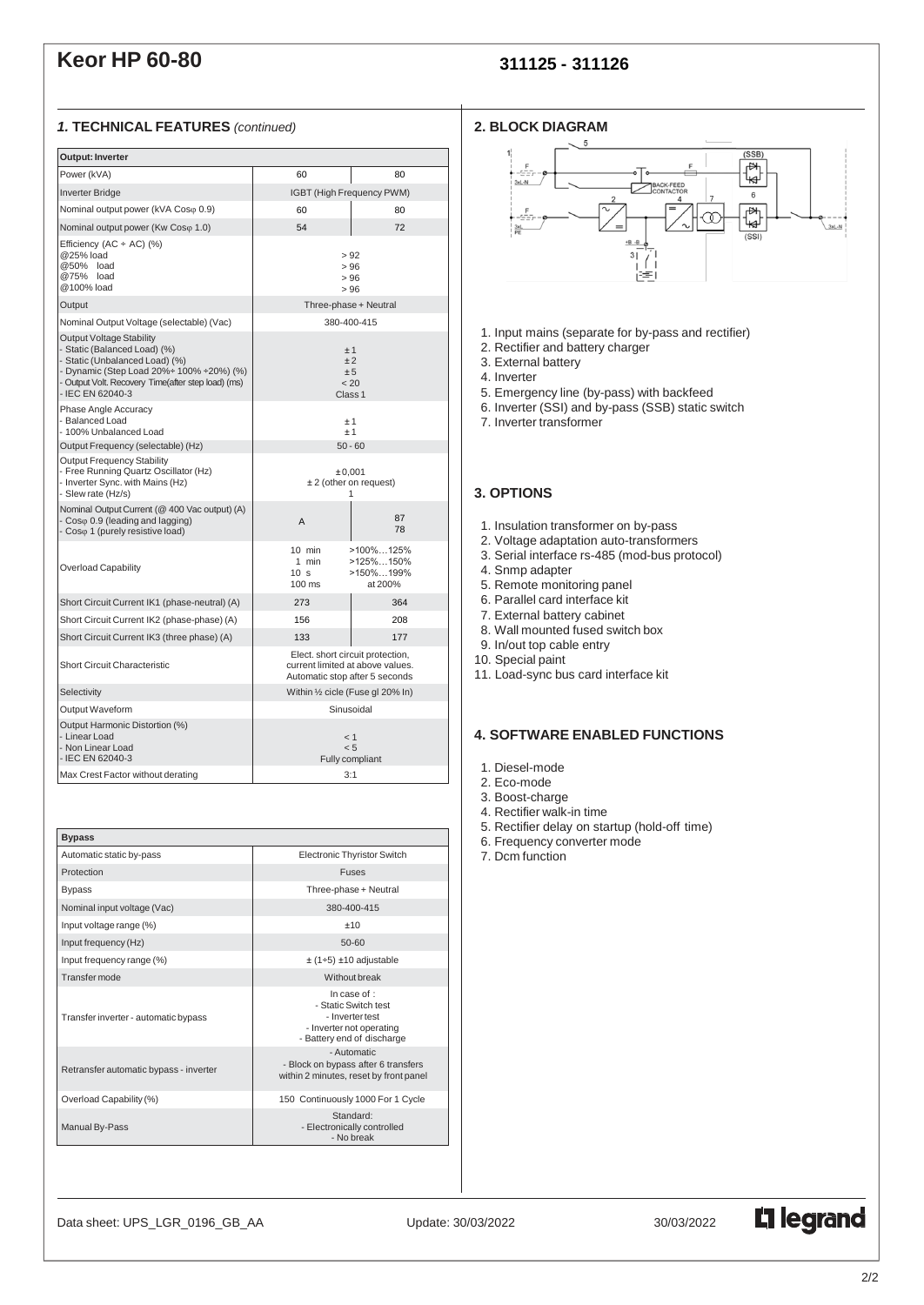# Keor HP 60-80

## 311125 - 311126

### *1.* TECHNICAL FEATURES *(continued)*

| Output: Inverter | | |
|---|---|---|
| Power (kVA) | 60 | 80 |
| Inverter Bridge | IGBT (High Frequency PWM) | |
| Nominal output power (kVA Cosφ 0.9) | 60 | 80 |
| Nominal output power (Kw Cosφ 1.0) | 54 | 72 |
| Efficiency (AC ÷ AC) (%)<br>@25% load<br>@50% load<br>@75% load<br>@100% load | <br>> 92<br>> 96<br>> 96<br>> 96 | |
| Output | Three-phase + Neutral | |
| Nominal Output Voltage (selectable) (Vac) | 380-400-415 | |
| Output Voltage Stability<br>- Static (Balanced Load) (%)<br>- Static (Unbalanced Load) (%)<br>- Dynamic (Step Load 20%÷ 100% ÷20%) (%)<br>- Output Volt. Recovery Time(after step load) (ms)<br>- IEC EN 62040-3 | <br>± 1<br>± 2<br>± 5<br>< 20<br>Class 1 | |
| Phase Angle Accuracy<br>- Balanced Load<br>- 100% Unbalanced Load | <br>± 1<br>± 1 | |
| Output Frequency (selectable) (Hz) | 50 - 60 | |
| Output Frequency Stability<br>- Free Running Quartz Oscillator (Hz)<br>- Inverter Sync. with Mains (Hz)<br>- Slew rate (Hz/s) | <br>± 0,001<br>± 2 (other on request)<br>1 | |
| Nominal Output Current (@ 400 Vac output) (A)<br>- Cosφ 0.9 (leading and lagging)<br>- Cosφ 1 (purely resistive load) | A | <br>87<br>78 |
| Overload Capability | 10 min<br>1 min<br>10 s<br>100 ms | >100%…125%<br>>125%…150%<br>>150%…199%<br>at 200% |
| Short Circuit Current IK1 (phase-neutral) (A) | 273 | 364 |
| Short Circuit Current IK2 (phase-phase) (A) | 156 | 208 |
| Short Circuit Current IK3 (three phase) (A) | 133 | 177 |
| Short Circuit Characteristic | Elect. short circuit protection, current limited at above values. Automatic stop after 5 seconds | |
| Selectivity | Within ½ cicle (Fuse gl 20% In) | |
| Output Waveform | Sinusoidal | |
| Output Harmonic Distortion (%)<br>- Linear Load<br>- Non Linear Load<br>- IEC EN 62040-3 | <br>< 1<br>< 5<br>Fully compliant | |
| Max Crest Factor without derating | 3:1 | |

| Bypass | |
|---|---|
| Automatic static by-pass | Electronic Thyristor Switch |
| Protection | Fuses |
| Bypass | Three-phase + Neutral |
| Nominal input voltage (Vac) | 380-400-415 |
| Input voltage range (%) | ±10 |
| Input frequency (Hz) | 50-60 |
| Input frequency range (%) | ± (1÷5) ±10 adjustable |
| Transfer mode | Without break |
| Transfer inverter - automatic bypass | In case of :<br>- Static Switch test<br>- Inverter test<br>- Inverter not operating<br>- Battery end of discharge |
| Retransfer automatic bypass - inverter | - Automatic<br>- Block on bypass after 6 transfers within 2 minutes, reset by front panel |
| Overload Capability (%) | 150 Continuously 1000 For 1 Cycle |
| Manual By-Pass | Standard:<br>- Electronically controlled<br>- No break |

### 2. BLOCK DIAGRAM

1. Input mains (separate for by-pass and rectifier)
2. Rectifier and battery charger
3. External battery
4. Inverter
5. Emergency line (by-pass) with backfeed
6. Inverter (SSI) and by-pass (SSB) static switch
7. Inverter transformer

### 3. OPTIONS

1. Insulation transformer on by-pass
2. Voltage adaptation auto-transformers
3. Serial interface rs-485 (mod-bus protocol)
4. Snmp adapter
5. Remote monitoring panel
6. Parallel card interface kit
7. External battery cabinet
8. Wall mounted fused switch box
9. In/out top cable entry
10. Special paint
11. Load-sync bus card interface kit

### 4. SOFTWARE ENABLED FUNCTIONS

1. Diesel-mode
2. Eco-mode
3. Boost-charge
4. Rectifier walk-in time
5. Rectifier delay on startup (hold-off time)
6. Frequency converter mode
7. Dcm function

Data sheet: UPS_LGR_0196_GB_AA    Update: 30/03/2022    30/03/2022